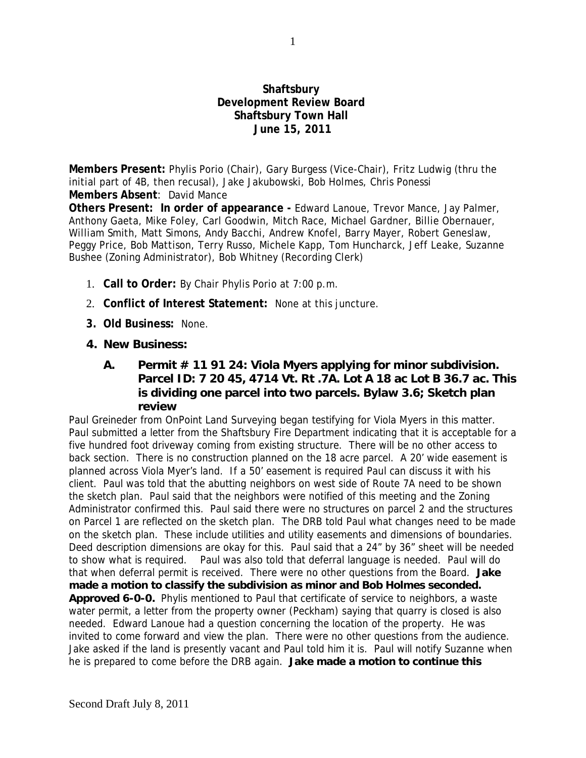# Shaftsbury
## Development Review Board
## Shaftsbury Town Hall
## June 15, 2011

**Members Present:** Phylis Porio (Chair), Gary Burgess (Vice-Chair), Fritz Ludwig (thru the initial part of 4B, then recusal), Jake Jakubowski, Bob Holmes, Chris Ponessi

**Members Absent**: David Mance

**Others Present: In order of appearance -** Edward Lanoue, Trevor Mance, Jay Palmer, Anthony Gaeta, Mike Foley, Carl Goodwin, Mitch Race, Michael Gardner, Billie Obernauer, William Smith, Matt Simons, Andy Bacchi, Andrew Knofel, Barry Mayer, Robert Geneslaw, Peggy Price, Bob Mattison, Terry Russo, Michele Kapp, Tom Huncharck, Jeff Leake, Suzanne Bushee (Zoning Administrator), Bob Whitney (Recording Clerk)

1. **Call to Order:** By Chair Phylis Porio at 7:00 p.m.
2. **Conflict of Interest Statement:** None at this juncture.
3. **Old Business:** None.
4. **New Business:**

### A. Permit # 11 91 24: Viola Myers applying for minor subdivision. Parcel ID: 7 20 45, 4714 Vt. Rt .7A. Lot A 18 ac Lot B 36.7 ac. This is dividing one parcel into two parcels. Bylaw 3.6; Sketch plan review

Paul Greineder from OnPoint Land Surveying began testifying for Viola Myers in this matter. Paul submitted a letter from the Shaftsbury Fire Department indicating that it is acceptable for a five hundred foot driveway coming from existing structure. There will be no other access to back section. There is no construction planned on the 18 acre parcel. A 20' wide easement is planned across Viola Myer's land. If a 50' easement is required Paul can discuss it with his client. Paul was told that the abutting neighbors on west side of Route 7A need to be shown the sketch plan. Paul said that the neighbors were notified of this meeting and the Zoning Administrator confirmed this. Paul said there were no structures on parcel 2 and the structures on Parcel 1 are reflected on the sketch plan. The DRB told Paul what changes need to be made on the sketch plan. These include utilities and utility easements and dimensions of boundaries. Deed description dimensions are okay for this. Paul said that a 24" by 36" sheet will be needed to show what is required. Paul was also told that deferral language is needed. Paul will do that when deferral permit is received. There were no other questions from the Board. **Jake made a motion to classify the subdivision as minor and Bob Holmes seconded. Approved 6-0-0.** Phylis mentioned to Paul that certificate of service to neighbors, a waste water permit, a letter from the property owner (Peckham) saying that quarry is closed is also needed. Edward Lanoue had a question concerning the location of the property. He was invited to come forward and view the plan. There were no other questions from the audience. Jake asked if the land is presently vacant and Paul told him it is. Paul will notify Suzanne when he is prepared to come before the DRB again. **Jake made a motion to continue this**

Second Draft July 8, 2011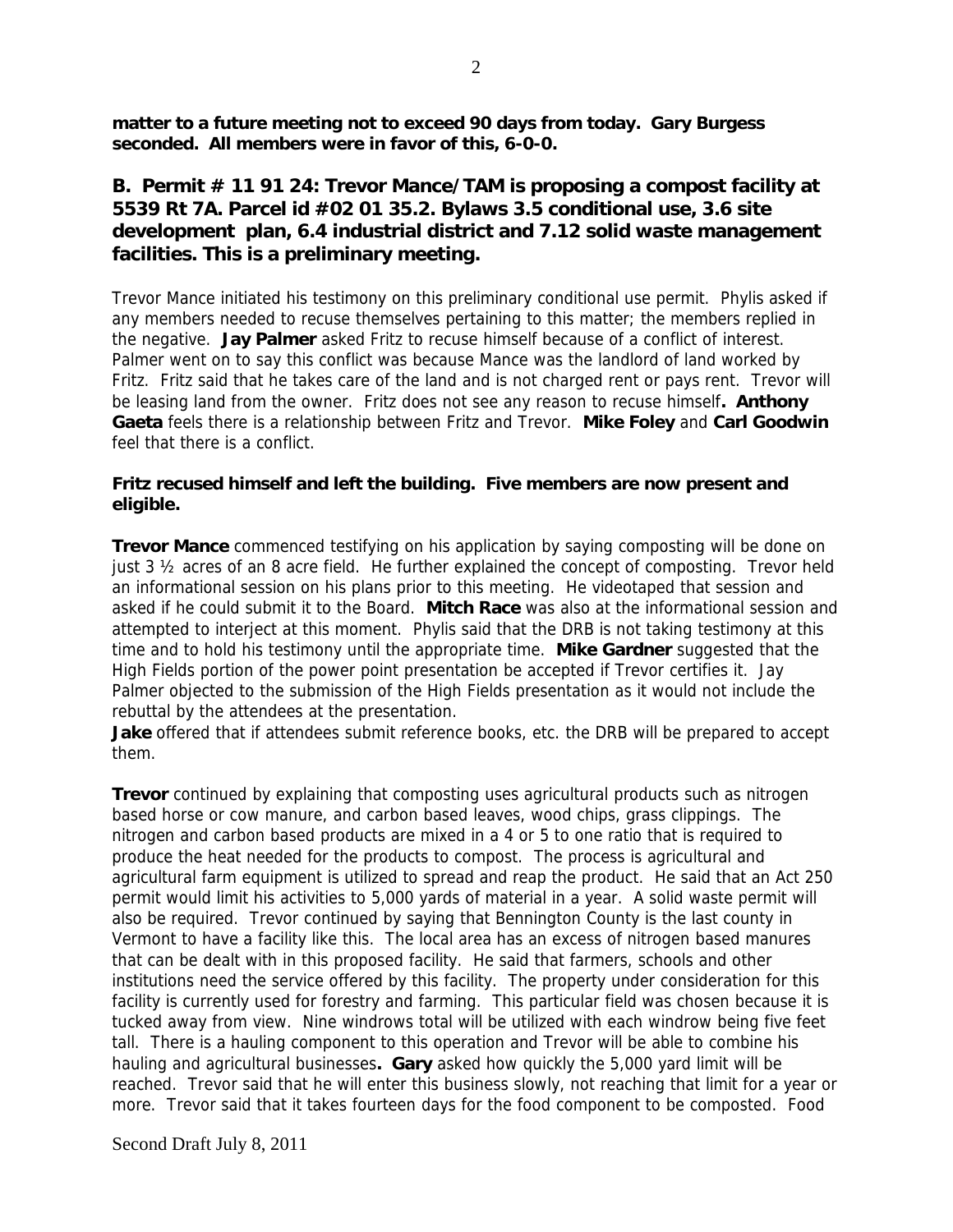**matter to a future meeting not to exceed 90 days from today. Gary Burgess seconded. All members were in favor of this, 6-0-0.**

## B. Permit # 11 91 24: Trevor Mance/TAM is proposing a compost facility at 5539 Rt 7A. Parcel id #02 01 35.2. Bylaws 3.5 conditional use, 3.6 site development plan, 6.4 industrial district and 7.12 solid waste management facilities. This is a preliminary meeting.

Trevor Mance initiated his testimony on this preliminary conditional use permit. Phylis asked if any members needed to recuse themselves pertaining to this matter; the members replied in the negative. **Jay Palmer** asked Fritz to recuse himself because of a conflict of interest. Palmer went on to say this conflict was because Mance was the landlord of land worked by Fritz. Fritz said that he takes care of the land and is not charged rent or pays rent. Trevor will be leasing land from the owner. Fritz does not see any reason to recuse himself**. Anthony Gaeta** feels there is a relationship between Fritz and Trevor. **Mike Foley** and **Carl Goodwin** feel that there is a conflict.

**Fritz recused himself and left the building. Five members are now present and eligible.**

**Trevor Mance** commenced testifying on his application by saying composting will be done on just 3 ½ acres of an 8 acre field. He further explained the concept of composting. Trevor held an informational session on his plans prior to this meeting. He videotaped that session and asked if he could submit it to the Board. **Mitch Race** was also at the informational session and attempted to interject at this moment. Phylis said that the DRB is not taking testimony at this time and to hold his testimony until the appropriate time. **Mike Gardner** suggested that the High Fields portion of the power point presentation be accepted if Trevor certifies it. Jay Palmer objected to the submission of the High Fields presentation as it would not include the rebuttal by the attendees at the presentation.
**Jake** offered that if attendees submit reference books, etc. the DRB will be prepared to accept them.

**Trevor** continued by explaining that composting uses agricultural products such as nitrogen based horse or cow manure, and carbon based leaves, wood chips, grass clippings. The nitrogen and carbon based products are mixed in a 4 or 5 to one ratio that is required to produce the heat needed for the products to compost. The process is agricultural and agricultural farm equipment is utilized to spread and reap the product. He said that an Act 250 permit would limit his activities to 5,000 yards of material in a year. A solid waste permit will also be required. Trevor continued by saying that Bennington County is the last county in Vermont to have a facility like this. The local area has an excess of nitrogen based manures that can be dealt with in this proposed facility. He said that farmers, schools and other institutions need the service offered by this facility. The property under consideration for this facility is currently used for forestry and farming. This particular field was chosen because it is tucked away from view. Nine windrows total will be utilized with each windrow being five feet tall. There is a hauling component to this operation and Trevor will be able to combine his hauling and agricultural businesses**. Gary** asked how quickly the 5,000 yard limit will be reached. Trevor said that he will enter this business slowly, not reaching that limit for a year or more. Trevor said that it takes fourteen days for the food component to be composted. Food

Second Draft July 8, 2011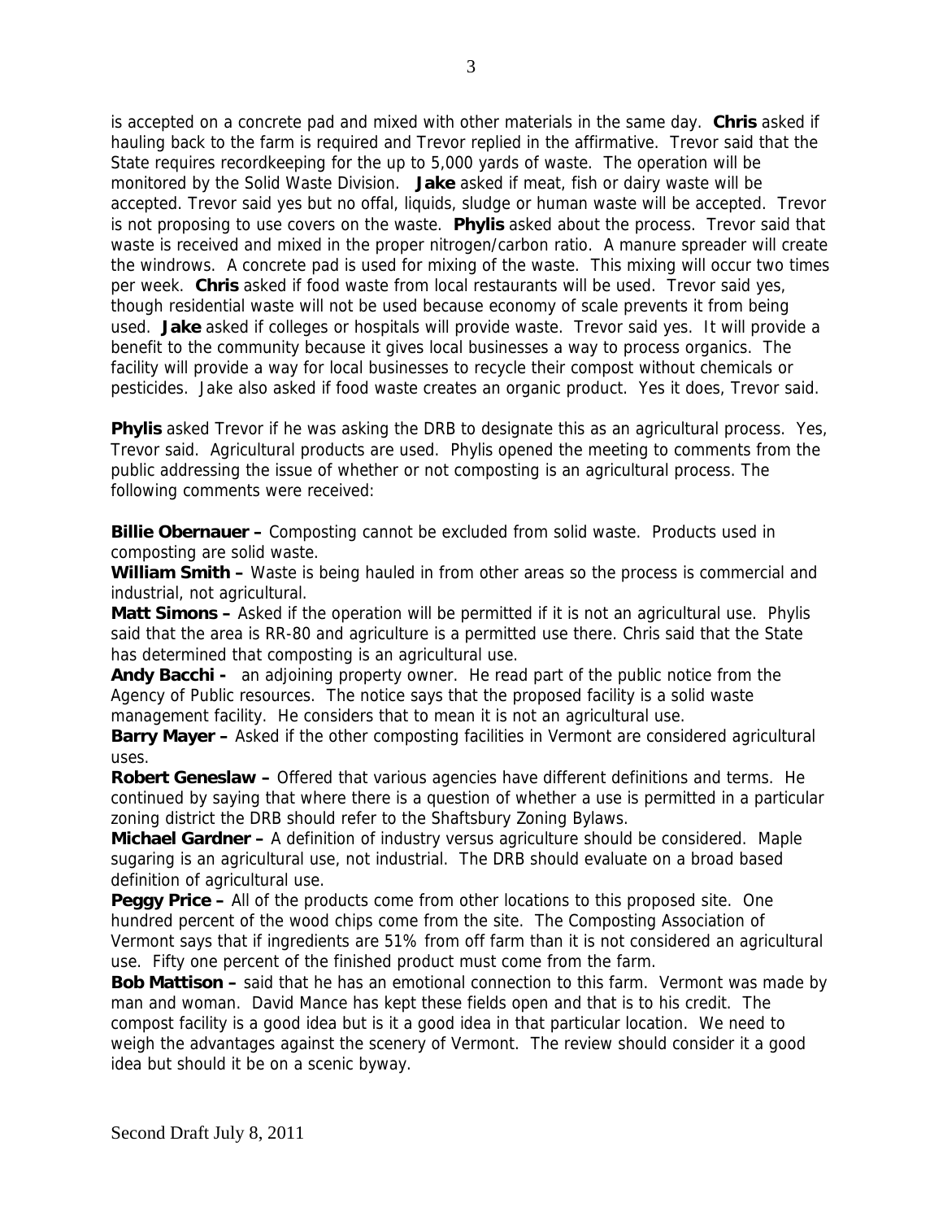is accepted on a concrete pad and mixed with other materials in the same day. **Chris** asked if hauling back to the farm is required and Trevor replied in the affirmative. Trevor said that the State requires recordkeeping for the up to 5,000 yards of waste. The operation will be monitored by the Solid Waste Division. **Jake** asked if meat, fish or dairy waste will be accepted. Trevor said yes but no offal, liquids, sludge or human waste will be accepted. Trevor is not proposing to use covers on the waste. **Phylis** asked about the process. Trevor said that waste is received and mixed in the proper nitrogen/carbon ratio. A manure spreader will create the windrows. A concrete pad is used for mixing of the waste. This mixing will occur two times per week. **Chris** asked if food waste from local restaurants will be used. Trevor said yes, though residential waste will not be used because economy of scale prevents it from being used. **Jake** asked if colleges or hospitals will provide waste. Trevor said yes. It will provide a benefit to the community because it gives local businesses a way to process organics. The facility will provide a way for local businesses to recycle their compost without chemicals or pesticides. Jake also asked if food waste creates an organic product. Yes it does, Trevor said.

**Phylis** asked Trevor if he was asking the DRB to designate this as an agricultural process. Yes, Trevor said. Agricultural products are used. Phylis opened the meeting to comments from the public addressing the issue of whether or not composting is an agricultural process. The following comments were received:

**Billie Obernauer –** Composting cannot be excluded from solid waste. Products used in composting are solid waste.

**William Smith –** Waste is being hauled in from other areas so the process is commercial and industrial, not agricultural.

**Matt Simons –** Asked if the operation will be permitted if it is not an agricultural use. Phylis said that the area is RR-80 and agriculture is a permitted use there. Chris said that the State has determined that composting is an agricultural use.

**Andy Bacchi -** an adjoining property owner. He read part of the public notice from the Agency of Public resources. The notice says that the proposed facility is a solid waste management facility. He considers that to mean it is not an agricultural use.

**Barry Mayer –** Asked if the other composting facilities in Vermont are considered agricultural uses.

**Robert Geneslaw –** Offered that various agencies have different definitions and terms. He continued by saying that where there is a question of whether a use is permitted in a particular zoning district the DRB should refer to the Shaftsbury Zoning Bylaws.

**Michael Gardner –** A definition of industry versus agriculture should be considered. Maple sugaring is an agricultural use, not industrial. The DRB should evaluate on a broad based definition of agricultural use.

**Peggy Price –** All of the products come from other locations to this proposed site. One hundred percent of the wood chips come from the site. The Composting Association of Vermont says that if ingredients are 51% from off farm than it is not considered an agricultural use. Fifty one percent of the finished product must come from the farm.

**Bob Mattison –** said that he has an emotional connection to this farm. Vermont was made by man and woman. David Mance has kept these fields open and that is to his credit. The compost facility is a good idea but is it a good idea in that particular location. We need to weigh the advantages against the scenery of Vermont. The review should consider it a good idea but should it be on a scenic byway.

Second Draft July 8, 2011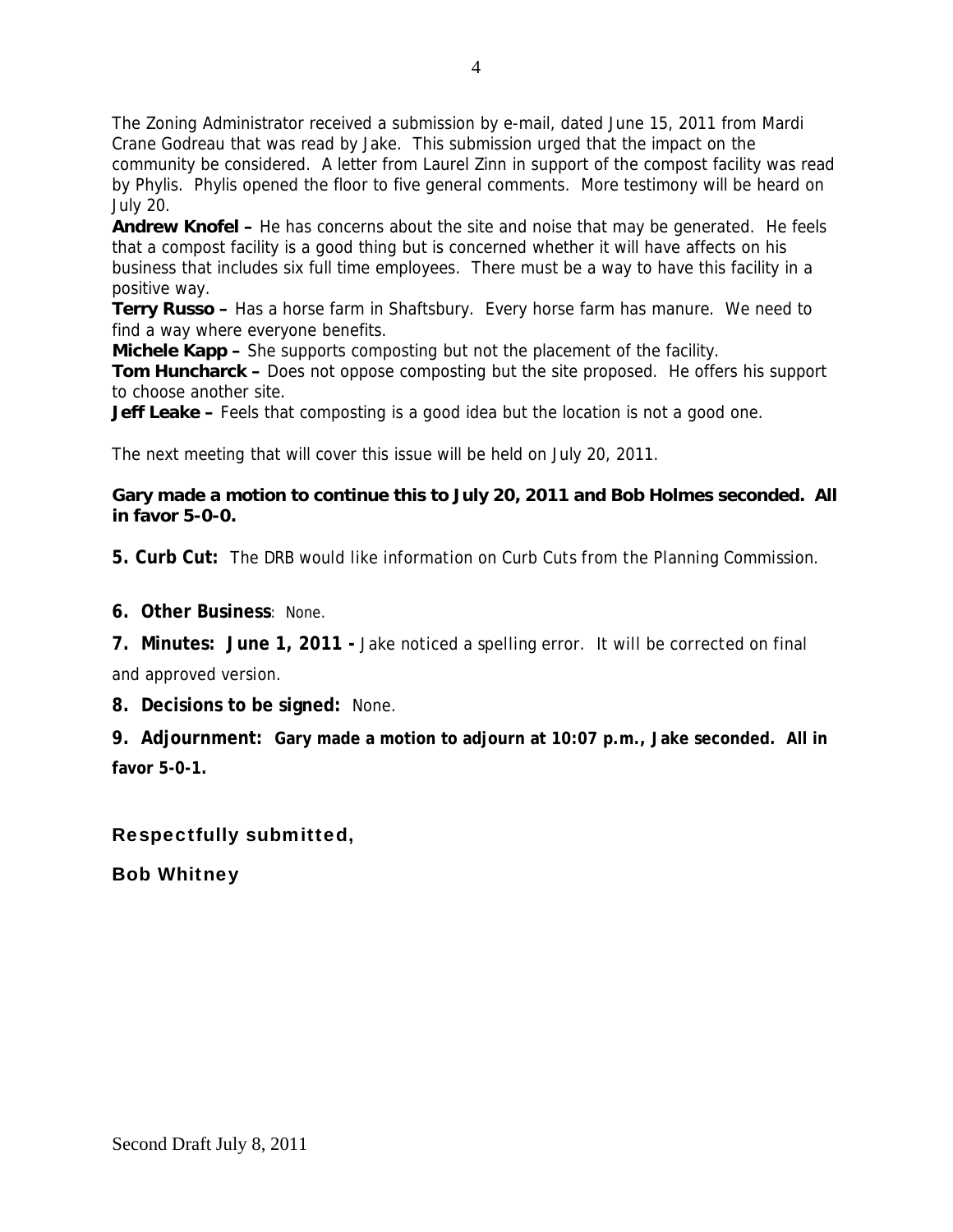The Zoning Administrator received a submission by e-mail, dated June 15, 2011 from Mardi Crane Godreau that was read by Jake. This submission urged that the impact on the community be considered. A letter from Laurel Zinn in support of the compost facility was read by Phylis. Phylis opened the floor to five general comments. More testimony will be heard on July 20.

**Andrew Knofel –** He has concerns about the site and noise that may be generated. He feels that a compost facility is a good thing but is concerned whether it will have affects on his business that includes six full time employees. There must be a way to have this facility in a positive way.

**Terry Russo –** Has a horse farm in Shaftsbury. Every horse farm has manure. We need to find a way where everyone benefits.

**Michele Kapp –** She supports composting but not the placement of the facility.

**Tom Huncharck –** Does not oppose composting but the site proposed. He offers his support to choose another site.

**Jeff Leake –** Feels that composting is a good idea but the location is not a good one.

The next meeting that will cover this issue will be held on July 20, 2011.

**Gary made a motion to continue this to July 20, 2011 and Bob Holmes seconded. All in favor 5-0-0.**

**5. Curb Cut:** The DRB would like information on Curb Cuts from the Planning Commission.

**6. Other Business**: None.

**7. Minutes: June 1, 2011 -** Jake noticed a spelling error. It will be corrected on final and approved version.

**8. Decisions to be signed:** None.

**9. Adjournment: Gary made a motion to adjourn at 10:07 p.m., Jake seconded. All in favor 5-0-1.**

**Respectfully submitted,**

**Bob Whitney**

Second Draft July 8, 2011